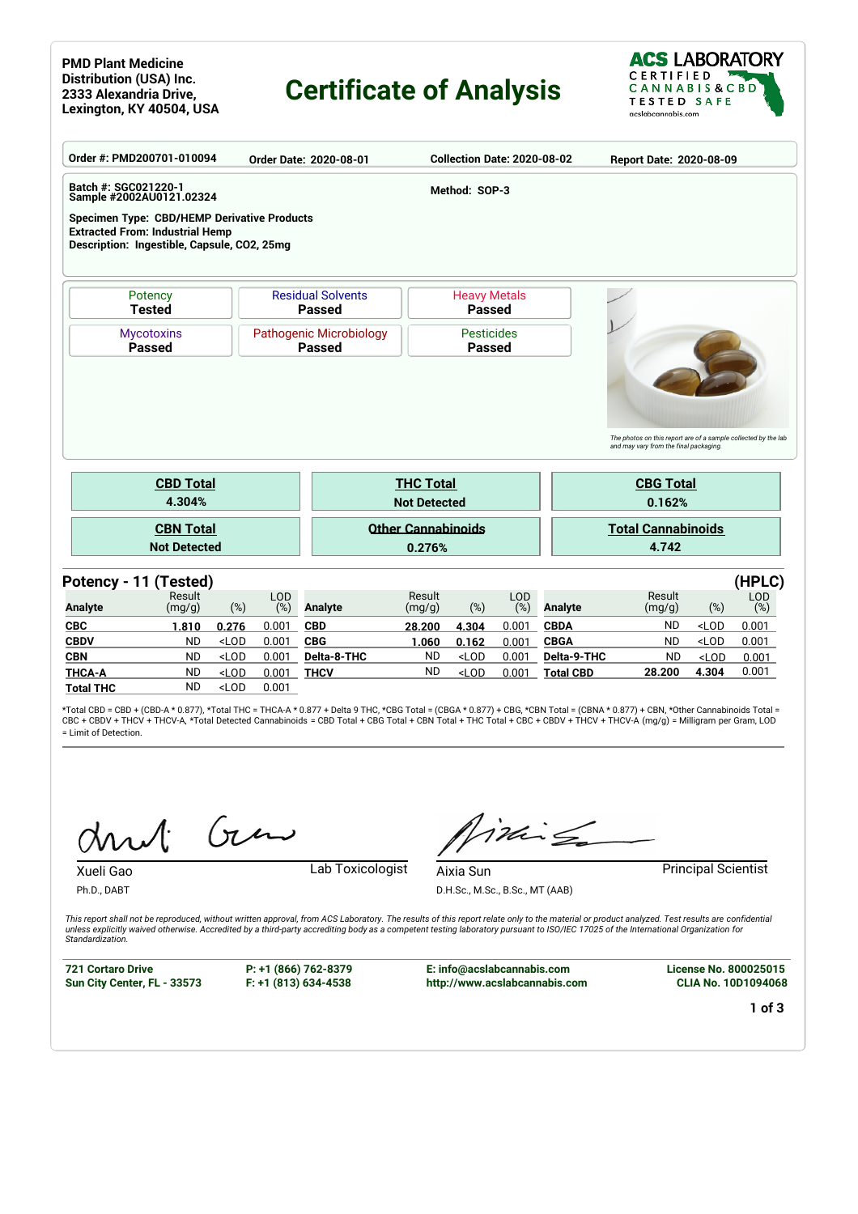**PMD Plant Medicine Distribution (USA) Inc.**
**2333 Alexandria Drive,**
**Lexington, KY 40504, USA**

# Certificate of Analysis

**ACS LABORATORY**
CERTIFIED CANNABIS & CBD TESTED SAFE
acslabcannabis.com

**Order #: PMD200701-010094** | **Order Date: 2020-08-01** | **Collection Date: 2020-08-02** | **Report Date: 2020-08-09**

**Batch #: SGC021220-1**
**Sample #2002AU0121.02324**

**Method: SOP-3**

**Specimen Type: CBD/HEMP Derivative Products**
**Extracted From: Industrial Hemp**
**Description: Ingestible, Capsule, CO2, 25mg**

| Potency | Residual Solvents | Heavy Metals |
|---|---|---|
| **Tested** | **Passed** | **Passed** |
| **Mycotoxins** | **Pathogenic Microbiology** | **Pesticides** |
| **Passed** | **Passed** | **Passed** |

*The photos on this report are of a sample collected by the lab and may vary from the final packaging.*

| CBD Total | THC Total | CBG Total |
|---|---|---|
| 4.304% | Not Detected | 0.162% |
| **CBN Total** | **Other Cannabinoids** | **Total Cannabinoids** |
| Not Detected | 0.276% | 4.742 |

## Potency - 11 (Tested) (HPLC)

| Analyte | Result (mg/g) | (%) | LOD (%) | Analyte | Result (mg/g) | (%) | LOD (%) | Analyte | Result (mg/g) | (%) | LOD (%) |
|---|---|---|---|---|---|---|---|---|---|---|---|
| **CBC** | **1.810** | **0.276** | 0.001 | **CBD** | **28.200** | **4.304** | 0.001 | **CBDA** | ND | <LOD | 0.001 |
| **CBDV** | ND | <LOD | 0.001 | **CBG** | **1.060** | **0.162** | 0.001 | **CBGA** | ND | <LOD | 0.001 |
| **CBN** | ND | <LOD | 0.001 | **Delta-8-THC** | ND | <LOD | 0.001 | **Delta-9-THC** | ND | <LOD | 0.001 |
| **THCA-A** | ND | <LOD | 0.001 | **THCV** | ND | <LOD | 0.001 | **Total CBD** | **28.200** | **4.304** | 0.001 |
| **Total THC** | ND | <LOD | 0.001 | | | | | | | | |

*Total CBD = CBD + (CBD-A * 0.877), *Total THC = THCA-A * 0.877 + Delta 9 THC, *CBG Total = (CBGA * 0.877) + CBG, *CBN Total = (CBNA * 0.877) + CBN, *Other Cannabinoids Total = CBC + CBDV + THCV + THCV-A, *Total Detected Cannabinoids = CBD Total + CBG Total + CBN Total + THC Total + CBC + CBDV + THCV + THCV-A (mg/g) = Milligram per Gram, LOD = Limit of Detection.

Xueli Gao — Lab Toxicologist
Ph.D., DABT

Aixia Sun — Principal Scientist
D.H.Sc., M.Sc., B.Sc., MT (AAB)

*This report shall not be reproduced, without written approval, from ACS Laboratory. The results of this report relate only to the material or product analyzed. Test results are confidential unless explicitly waived otherwise. Accredited by a third-party accrediting body as a competent testing laboratory pursuant to ISO/IEC 17025 of the International Organization for Standardization.*

**721 Cortaro Drive**
**Sun City Center, FL - 33573**

**P: +1 (866) 762-8379**
**F: +1 (813) 634-4538**

**E: info@acslabcannabis.com**
**http://www.acslabcannabis.com**

**License No. 800025015**
**CLIA No. 10D1094068**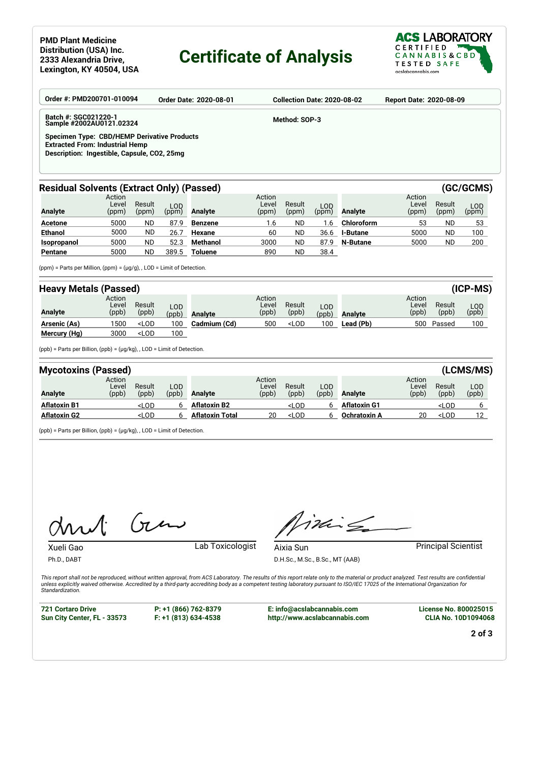PMD Plant Medicine Distribution (USA) Inc.
2333 Alexandria Drive,
Lexington, KY 40504, USA

# Certificate of Analysis

ACS LABORATORY
CERTIFIED CANNABIS & CBD TESTED SAFE
acslabcannabis.com

**Order #:** PMD200701-010094 **Order Date:** 2020-08-01 **Collection Date:** 2020-08-02 **Report Date:** 2020-08-09

**Batch #:** SGC021220-1
**Sample #**2002AU0121.02324

**Method:** SOP-3

**Specimen Type:** CBD/HEMP Derivative Products
**Extracted From:** Industrial Hemp
**Description:** Ingestible, Capsule, CO2, 25mg

## Residual Solvents (Extract Only) (Passed) (GC/GCMS)

| Analyte | Action Level (ppm) | Result (ppm) | LOD (ppm) | Analyte | Action Level (ppm) | Result (ppm) | LOD (ppm) | Analyte | Action Level (ppm) | Result (ppm) | LOD (ppm) |
|---|---|---|---|---|---|---|---|---|---|---|---|
| Acetone | 5000 | ND | 87.9 | Benzene | 1.6 | ND | 1.6 | Chloroform | 53 | ND | 53 |
| Ethanol | 5000 | ND | 26.7 | Hexane | 60 | ND | 36.6 | I-Butane | 5000 | ND | 100 |
| Isopropanol | 5000 | ND | 52.3 | Methanol | 3000 | ND | 87.9 | N-Butane | 5000 | ND | 200 |
| Pentane | 5000 | ND | 389.5 | Toluene | 890 | ND | 38.4 | | | | |

(ppm) = Parts per Million, (ppm) = (µg/g), , LOD = Limit of Detection.

## Heavy Metals (Passed) (ICP-MS)

| Analyte | Action Level (ppb) | Result (ppb) | LOD (ppb) | Analyte | Action Level (ppb) | Result (ppb) | LOD (ppb) | Analyte | Action Level (ppb) | Result (ppb) | LOD (ppb) |
|---|---|---|---|---|---|---|---|---|---|---|---|
| Arsenic (As) | 1500 | <LOD | 100 | Cadmium (Cd) | 500 | <LOD | 100 | Lead (Pb) | 500 | Passed | 100 |
| Mercury (Hg) | 3000 | <LOD | 100 | | | | | | | | |

(ppb) = Parts per Billion, (ppb) = (µg/kg), , LOD = Limit of Detection.

## Mycotoxins (Passed) (LCMS/MS)

| Analyte | Action Level (ppb) | Result (ppb) | LOD (ppb) | Analyte | Action Level (ppb) | Result (ppb) | LOD (ppb) | Analyte | Action Level (ppb) | Result (ppb) | LOD (ppb) |
|---|---|---|---|---|---|---|---|---|---|---|---|
| Aflatoxin B1 | | <LOD | 6 | Aflatoxin B2 | | <LOD | 6 | Aflatoxin G1 | | <LOD | 6 |
| Aflatoxin G2 | | <LOD | 6 | Aflatoxin Total | 20 | <LOD | 6 | Ochratoxin A | 20 | <LOD | 12 |

(ppb) = Parts per Billion, (ppb) = (µg/kg), , LOD = Limit of Detection.

Xueli Gao — Lab Toxicologist
Ph.D., DABT

Aixia Sun — Principal Scientist
D.H.Sc., M.Sc., B.Sc., MT (AAB)

*This report shall not be reproduced, without written approval, from ACS Laboratory. The results of this report relate only to the material or product analyzed. Test results are confidential unless explicitly waived otherwise. Accredited by a third-party accrediting body as a competent testing laboratory pursuant to ISO/IEC 17025 of the International Organization for Standardization.*

**721 Cortaro Drive**
**Sun City Center, FL - 33573**

**P: +1 (866) 762-8379**
**F: +1 (813) 634-4538**

**E: info@acslabcannabis.com**
**http://www.acslabcannabis.com**

**License No. 800025015**
**CLIA No. 10D1094068**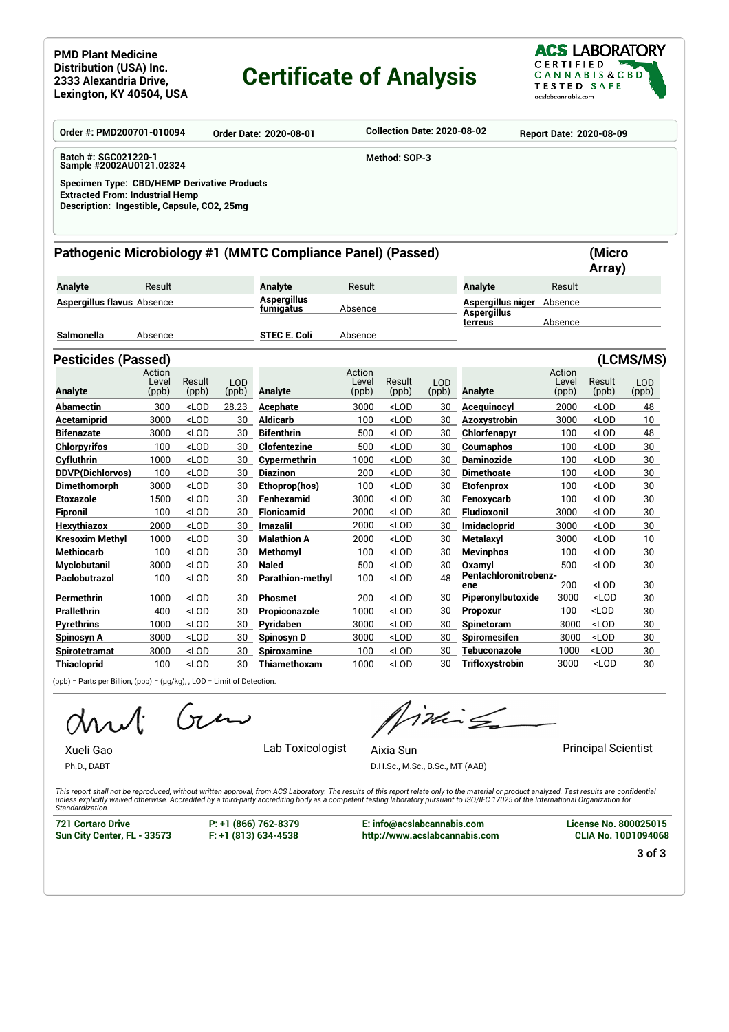**PMD Plant Medicine Distribution (USA) Inc.**
**2333 Alexandria Drive,**
**Lexington, KY 40504, USA**

# Certificate of Analysis

**ACS LABORATORY**
CERTIFIED CANNABIS & CBD TESTED SAFE
acslabcannabis.com

| | | | |
|---|---|---|---|
| **Order #: PMD200701-010094** | **Order Date: 2020-08-01** | **Collection Date: 2020-08-02** | **Report Date: 2020-08-09** |

**Batch #: SGC021220-1**
**Sample #2002AU0121.02324**

**Method: SOP-3**

**Specimen Type: CBD/HEMP Derivative Products**
**Extracted From: Industrial Hemp**
**Description: Ingestible, Capsule, CO2, 25mg**

## Pathogenic Microbiology #1 (MMTC Compliance Panel) (Passed) (Micro Array)

| Analyte | Result | Analyte | Result | Analyte | Result |
|---|---|---|---|---|---|
| **Aspergillus flavus** | Absence | **Aspergillus fumigatus** | Absence | **Aspergillus niger** | Absence |
| | | | | **Aspergillus terreus** | Absence |
| **Salmonella** | Absence | **STEC E. Coli** | Absence | | |

## Pesticides (Passed) (LCMS/MS)

| Analyte | Action Level (ppb) | Result (ppb) | LOD (ppb) | Analyte | Action Level (ppb) | Result (ppb) | LOD (ppb) | Analyte | Action Level (ppb) | Result (ppb) | LOD (ppb) |
|---|---|---|---|---|---|---|---|---|---|---|---|
| **Abamectin** | 300 | <LOD | 28.23 | **Acephate** | 3000 | <LOD | 30 | **Acequinocyl** | 2000 | <LOD | 48 |
| **Acetamiprid** | 3000 | <LOD | 30 | **Aldicarb** | 100 | <LOD | 30 | **Azoxystrobin** | 3000 | <LOD | 10 |
| **Bifenazate** | 3000 | <LOD | 30 | **Bifenthrin** | 500 | <LOD | 30 | **Chlorfenapyr** | 100 | <LOD | 48 |
| **Chlorpyrifos** | 100 | <LOD | 30 | **Clofentezine** | 500 | <LOD | 30 | **Coumaphos** | 100 | <LOD | 30 |
| **Cyfluthrin** | 1000 | <LOD | 30 | **Cypermethrin** | 1000 | <LOD | 30 | **Daminozide** | 100 | <LOD | 30 |
| **DDVP(Dichlorvos)** | 100 | <LOD | 30 | **Diazinon** | 200 | <LOD | 30 | **Dimethoate** | 100 | <LOD | 30 |
| **Dimethomorph** | 3000 | <LOD | 30 | **Ethoprop(hos)** | 100 | <LOD | 30 | **Etofenprox** | 100 | <LOD | 30 |
| **Etoxazole** | 1500 | <LOD | 30 | **Fenhexamid** | 3000 | <LOD | 30 | **Fenoxycarb** | 100 | <LOD | 30 |
| **Fipronil** | 100 | <LOD | 30 | **Flonicamid** | 2000 | <LOD | 30 | **Fludioxonil** | 3000 | <LOD | 30 |
| **Hexythiazox** | 2000 | <LOD | 30 | **Imazalil** | 2000 | <LOD | 30 | **Imidacloprid** | 3000 | <LOD | 30 |
| **Kresoxim Methyl** | 1000 | <LOD | 30 | **Malathion A** | 2000 | <LOD | 30 | **Metalaxyl** | 3000 | <LOD | 10 |
| **Methiocarb** | 100 | <LOD | 30 | **Methomyl** | 100 | <LOD | 30 | **Mevinphos** | 100 | <LOD | 30 |
| **Myclobutanil** | 3000 | <LOD | 30 | **Naled** | 500 | <LOD | 30 | **Oxamyl** | 500 | <LOD | 30 |
| **Paclobutrazol** | 100 | <LOD | 30 | **Parathion-methyl** | 100 | <LOD | 48 | **Pentachloronitrobenzene** | 200 | <LOD | 30 |
| **Permethrin** | 1000 | <LOD | 30 | **Phosmet** | 200 | <LOD | 30 | **Piperonylbutoxide** | 3000 | <LOD | 30 |
| **Prallethrin** | 400 | <LOD | 30 | **Propiconazole** | 1000 | <LOD | 30 | **Propoxur** | 100 | <LOD | 30 |
| **Pyrethrins** | 1000 | <LOD | 30 | **Pyridaben** | 3000 | <LOD | 30 | **Spinetoram** | 3000 | <LOD | 30 |
| **Spinosyn A** | 3000 | <LOD | 30 | **Spinosyn D** | 3000 | <LOD | 30 | **Spiromesifen** | 3000 | <LOD | 30 |
| **Spirotetramat** | 3000 | <LOD | 30 | **Spiroxamine** | 100 | <LOD | 30 | **Tebuconazole** | 1000 | <LOD | 30 |
| **Thiacloprid** | 100 | <LOD | 30 | **Thiamethoxam** | 1000 | <LOD | 30 | **Trifloxystrobin** | 3000 | <LOD | 30 |

(ppb) = Parts per Billion, (ppb) = (µg/kg), , LOD = Limit of Detection.

Xueli Gao — Lab Toxicologist
Ph.D., DABT

Aixia Sun — Principal Scientist
D.H.Sc., M.Sc., B.Sc., MT (AAB)

*This report shall not be reproduced, without written approval, from ACS Laboratory. The results of this report relate only to the material or product analyzed. Test results are confidential unless explicitly waived otherwise. Accredited by a third-party accrediting body as a competent testing laboratory pursuant to ISO/IEC 17025 of the International Organization for Standardization.*

**721 Cortaro Drive**
**Sun City Center, FL - 33573**

**P: +1 (866) 762-8379**
**F: +1 (813) 634-4538**

**E: info@acslabcannabis.com**
**http://www.acslabcannabis.com**

**License No. 800025015**
**CLIA No. 10D1094068**